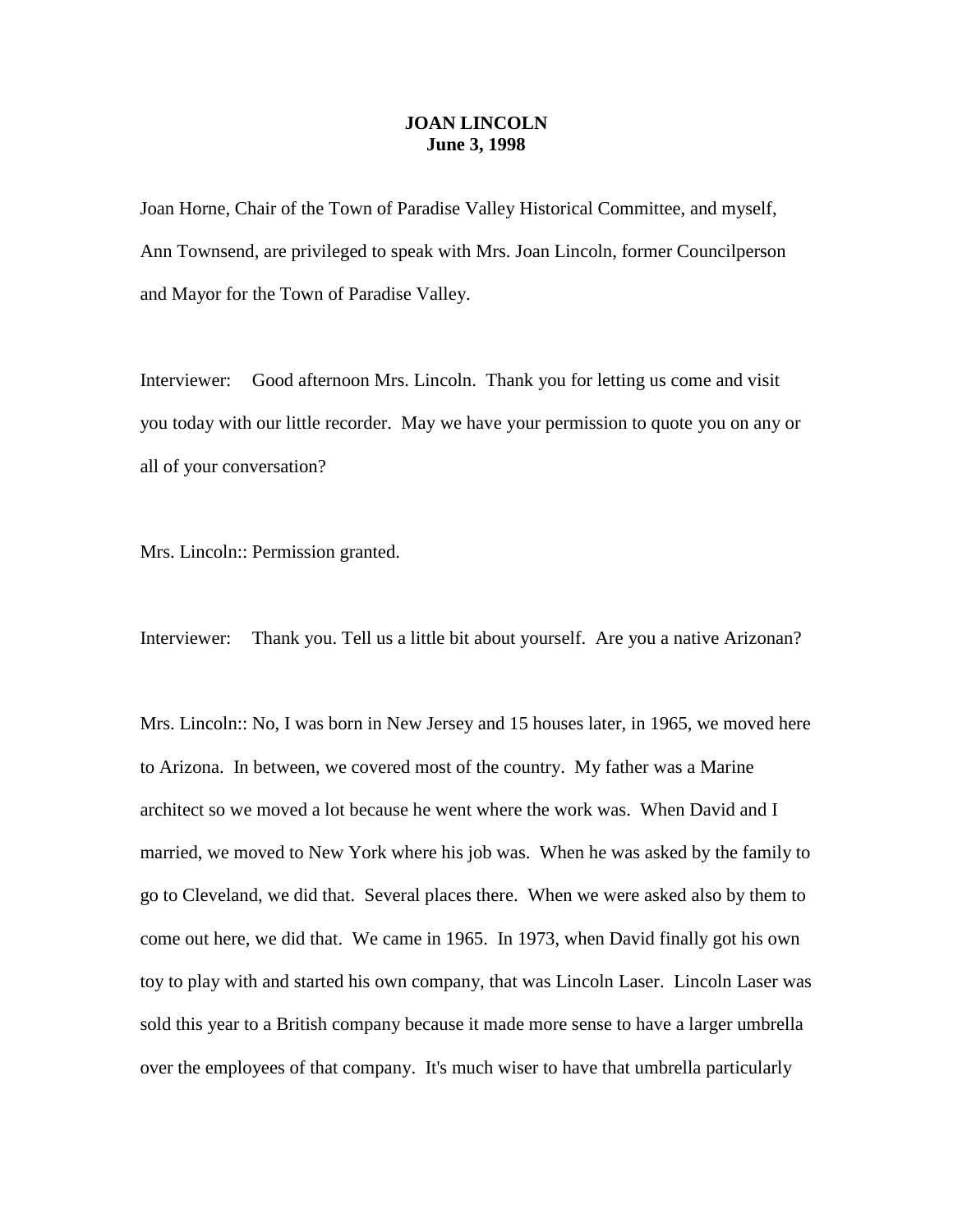# JOAN LINCOLN
## June 3, 1998

Joan Horne, Chair of the Town of Paradise Valley Historical Committee, and myself, Ann Townsend, are privileged to speak with Mrs. Joan Lincoln, former Councilperson and Mayor for the Town of Paradise Valley.

Interviewer: Good afternoon Mrs. Lincoln. Thank you for letting us come and visit you today with our little recorder. May we have your permission to quote you on any or all of your conversation?

Mrs. Lincoln:: Permission granted.

Interviewer: Thank you. Tell us a little bit about yourself. Are you a native Arizonan?

Mrs. Lincoln:: No, I was born in New Jersey and 15 houses later, in 1965, we moved here to Arizona. In between, we covered most of the country. My father was a Marine architect so we moved a lot because he went where the work was. When David and I married, we moved to New York where his job was. When he was asked by the family to go to Cleveland, we did that. Several places there. When we were asked also by them to come out here, we did that. We came in 1965. In 1973, when David finally got his own toy to play with and started his own company, that was Lincoln Laser. Lincoln Laser was sold this year to a British company because it made more sense to have a larger umbrella over the employees of that company. It's much wiser to have that umbrella particularly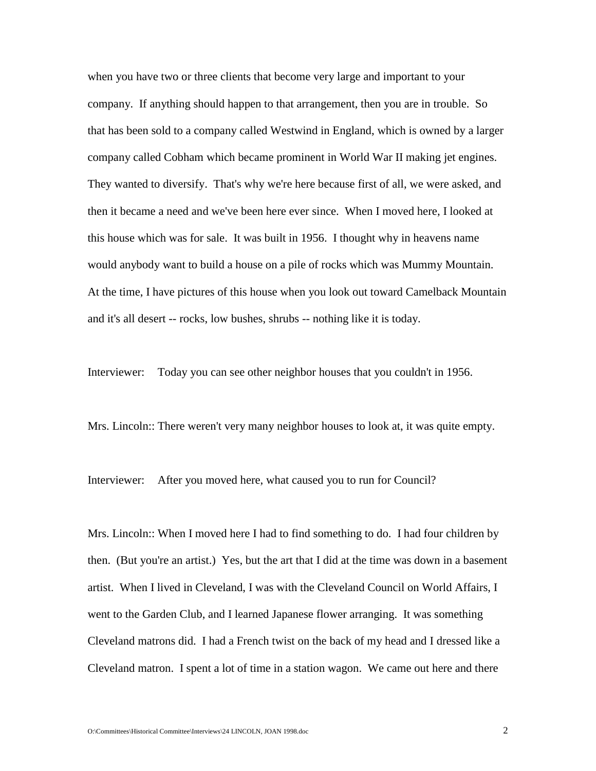when you have two or three clients that become very large and important to your company. If anything should happen to that arrangement, then you are in trouble. So that has been sold to a company called Westwind in England, which is owned by a larger company called Cobham which became prominent in World War II making jet engines. They wanted to diversify. That's why we're here because first of all, we were asked, and then it became a need and we've been here ever since. When I moved here, I looked at this house which was for sale. It was built in 1956. I thought why in heavens name would anybody want to build a house on a pile of rocks which was Mummy Mountain. At the time, I have pictures of this house when you look out toward Camelback Mountain and it's all desert -- rocks, low bushes, shrubs -- nothing like it is today.

Interviewer: Today you can see other neighbor houses that you couldn't in 1956.

Mrs. Lincoln:: There weren't very many neighbor houses to look at, it was quite empty.

Interviewer: After you moved here, what caused you to run for Council?

Mrs. Lincoln:: When I moved here I had to find something to do. I had four children by then. (But you're an artist.) Yes, but the art that I did at the time was down in a basement artist. When I lived in Cleveland, I was with the Cleveland Council on World Affairs, I went to the Garden Club, and I learned Japanese flower arranging. It was something Cleveland matrons did. I had a French twist on the back of my head and I dressed like a Cleveland matron. I spent a lot of time in a station wagon. We came out here and there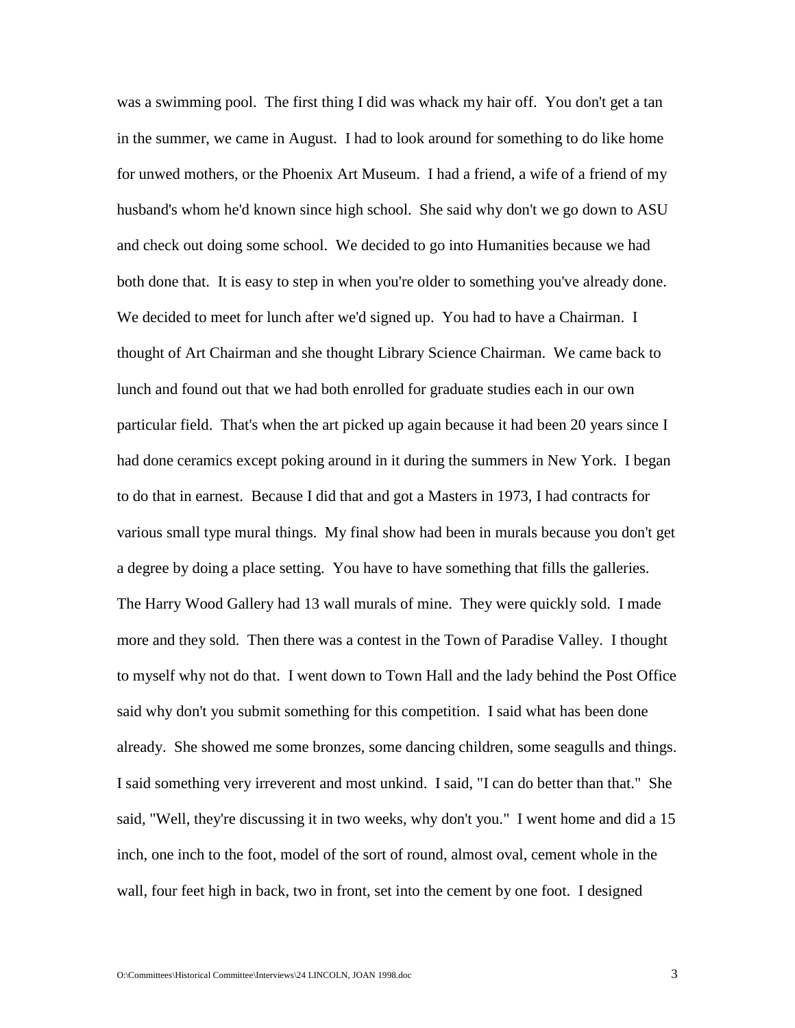was a swimming pool. The first thing I did was whack my hair off. You don't get a tan in the summer, we came in August. I had to look around for something to do like home for unwed mothers, or the Phoenix Art Museum. I had a friend, a wife of a friend of my husband's whom he'd known since high school. She said why don't we go down to ASU and check out doing some school. We decided to go into Humanities because we had both done that. It is easy to step in when you're older to something you've already done. We decided to meet for lunch after we'd signed up. You had to have a Chairman. I thought of Art Chairman and she thought Library Science Chairman. We came back to lunch and found out that we had both enrolled for graduate studies each in our own particular field. That's when the art picked up again because it had been 20 years since I had done ceramics except poking around in it during the summers in New York. I began to do that in earnest. Because I did that and got a Masters in 1973, I had contracts for various small type mural things. My final show had been in murals because you don't get a degree by doing a place setting. You have to have something that fills the galleries. The Harry Wood Gallery had 13 wall murals of mine. They were quickly sold. I made more and they sold. Then there was a contest in the Town of Paradise Valley. I thought to myself why not do that. I went down to Town Hall and the lady behind the Post Office said why don't you submit something for this competition. I said what has been done already. She showed me some bronzes, some dancing children, some seagulls and things. I said something very irreverent and most unkind. I said, "I can do better than that." She said, "Well, they're discussing it in two weeks, why don't you." I went home and did a 15 inch, one inch to the foot, model of the sort of round, almost oval, cement whole in the wall, four feet high in back, two in front, set into the cement by one foot. I designed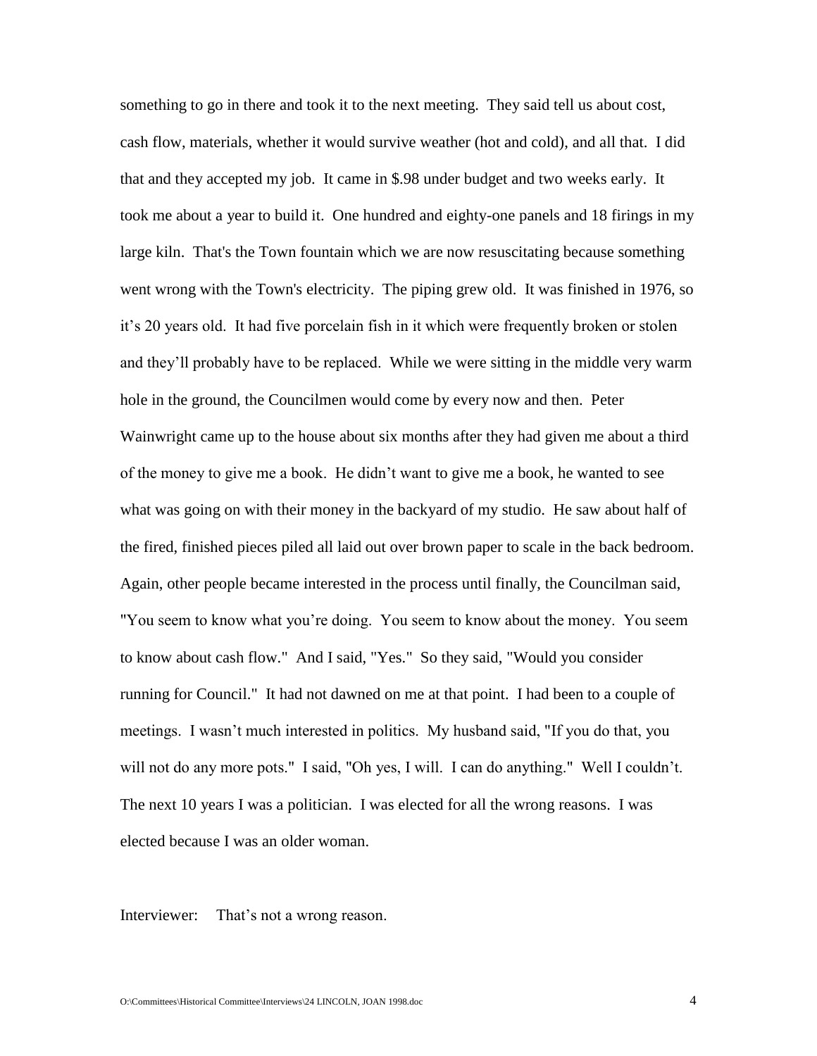something to go in there and took it to the next meeting. They said tell us about cost, cash flow, materials, whether it would survive weather (hot and cold), and all that. I did that and they accepted my job. It came in $.98 under budget and two weeks early. It took me about a year to build it. One hundred and eighty-one panels and 18 firings in my large kiln. That's the Town fountain which we are now resuscitating because something went wrong with the Town's electricity. The piping grew old. It was finished in 1976, so it's 20 years old. It had five porcelain fish in it which were frequently broken or stolen and they'll probably have to be replaced. While we were sitting in the middle very warm hole in the ground, the Councilmen would come by every now and then. Peter Wainwright came up to the house about six months after they had given me about a third of the money to give me a book. He didn't want to give me a book, he wanted to see what was going on with their money in the backyard of my studio. He saw about half of the fired, finished pieces piled all laid out over brown paper to scale in the back bedroom. Again, other people became interested in the process until finally, the Councilman said, "You seem to know what you're doing. You seem to know about the money. You seem to know about cash flow." And I said, "Yes." So they said, "Would you consider running for Council." It had not dawned on me at that point. I had been to a couple of meetings. I wasn't much interested in politics. My husband said, "If you do that, you will not do any more pots." I said, "Oh yes, I will. I can do anything." Well I couldn't. The next 10 years I was a politician. I was elected for all the wrong reasons. I was elected because I was an older woman.

Interviewer: That's not a wrong reason.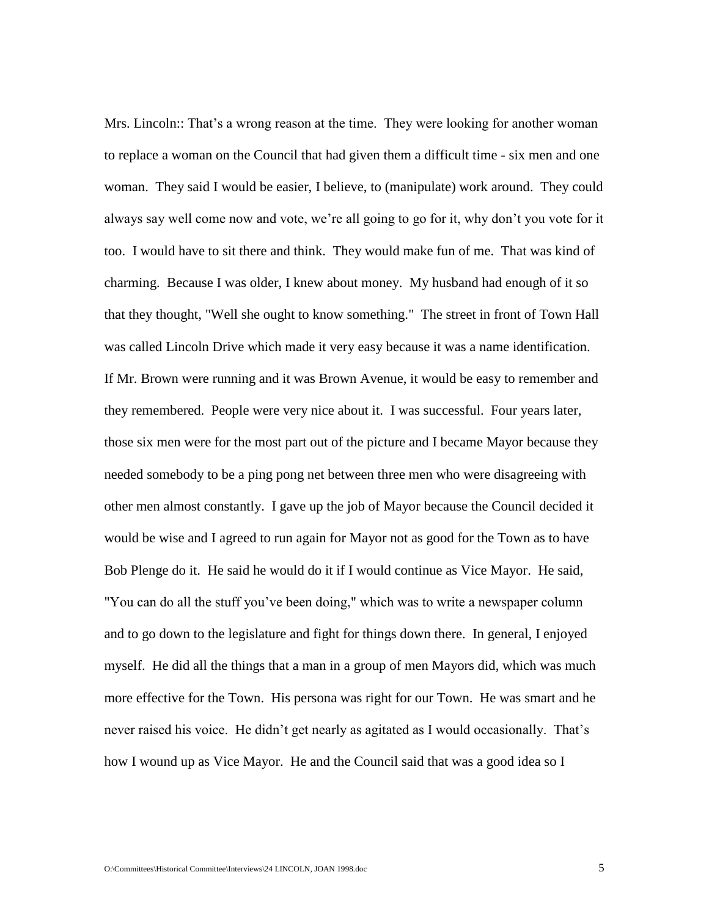Mrs. Lincoln:: That's a wrong reason at the time. They were looking for another woman to replace a woman on the Council that had given them a difficult time - six men and one woman. They said I would be easier, I believe, to (manipulate) work around. They could always say well come now and vote, we're all going to go for it, why don't you vote for it too. I would have to sit there and think. They would make fun of me. That was kind of charming. Because I was older, I knew about money. My husband had enough of it so that they thought, "Well she ought to know something." The street in front of Town Hall was called Lincoln Drive which made it very easy because it was a name identification. If Mr. Brown were running and it was Brown Avenue, it would be easy to remember and they remembered. People were very nice about it. I was successful. Four years later, those six men were for the most part out of the picture and I became Mayor because they needed somebody to be a ping pong net between three men who were disagreeing with other men almost constantly. I gave up the job of Mayor because the Council decided it would be wise and I agreed to run again for Mayor not as good for the Town as to have Bob Plenge do it. He said he would do it if I would continue as Vice Mayor. He said, "You can do all the stuff you've been doing," which was to write a newspaper column and to go down to the legislature and fight for things down there. In general, I enjoyed myself. He did all the things that a man in a group of men Mayors did, which was much more effective for the Town. His persona was right for our Town. He was smart and he never raised his voice. He didn't get nearly as agitated as I would occasionally. That's how I wound up as Vice Mayor. He and the Council said that was a good idea so I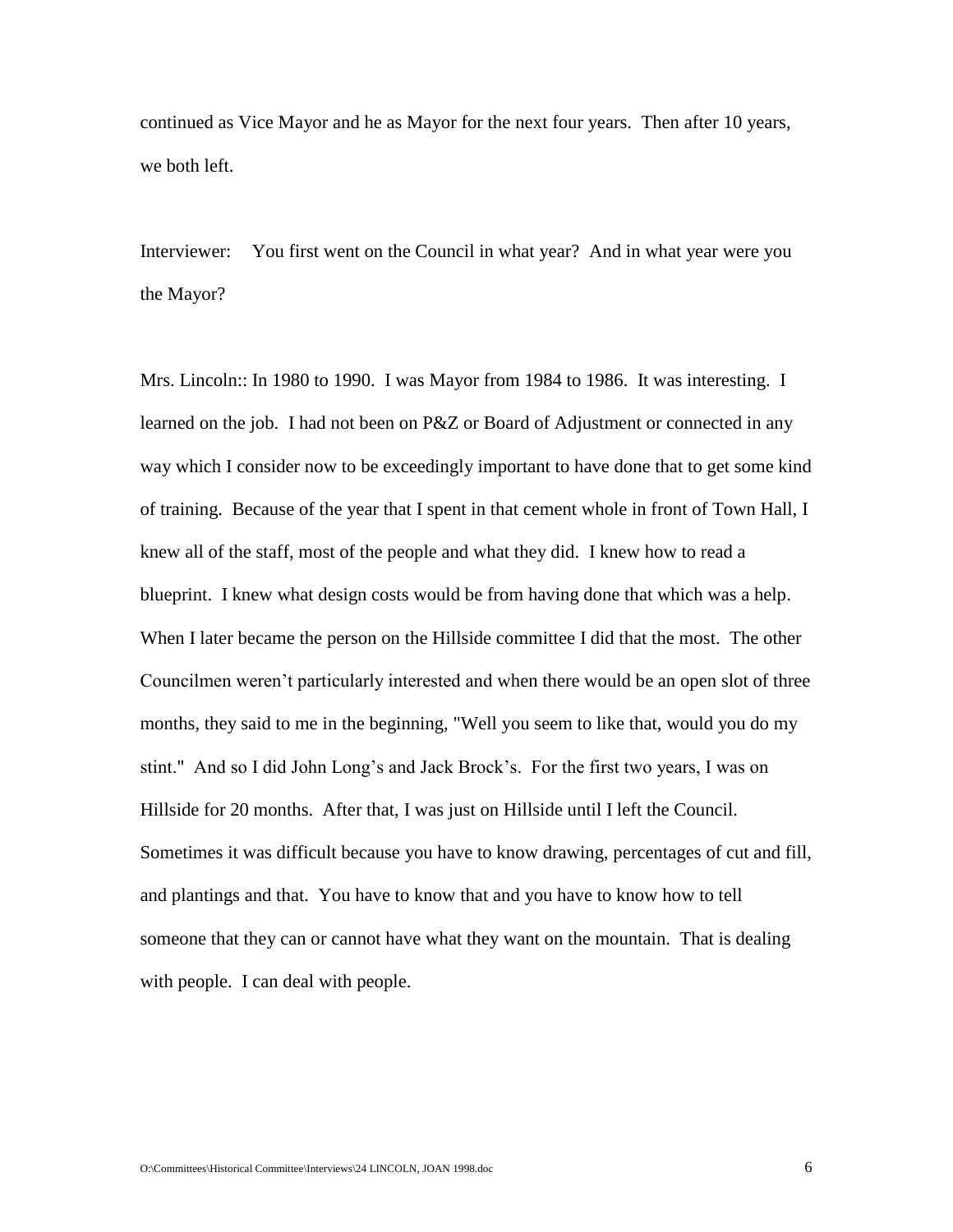continued as Vice Mayor and he as Mayor for the next four years. Then after 10 years, we both left.

Interviewer: You first went on the Council in what year? And in what year were you the Mayor?

Mrs. Lincoln:: In 1980 to 1990. I was Mayor from 1984 to 1986. It was interesting. I learned on the job. I had not been on P&Z or Board of Adjustment or connected in any way which I consider now to be exceedingly important to have done that to get some kind of training. Because of the year that I spent in that cement whole in front of Town Hall, I knew all of the staff, most of the people and what they did. I knew how to read a blueprint. I knew what design costs would be from having done that which was a help. When I later became the person on the Hillside committee I did that the most. The other Councilmen weren't particularly interested and when there would be an open slot of three months, they said to me in the beginning, "Well you seem to like that, would you do my stint." And so I did John Long's and Jack Brock's. For the first two years, I was on Hillside for 20 months. After that, I was just on Hillside until I left the Council. Sometimes it was difficult because you have to know drawing, percentages of cut and fill, and plantings and that. You have to know that and you have to know how to tell someone that they can or cannot have what they want on the mountain. That is dealing with people. I can deal with people.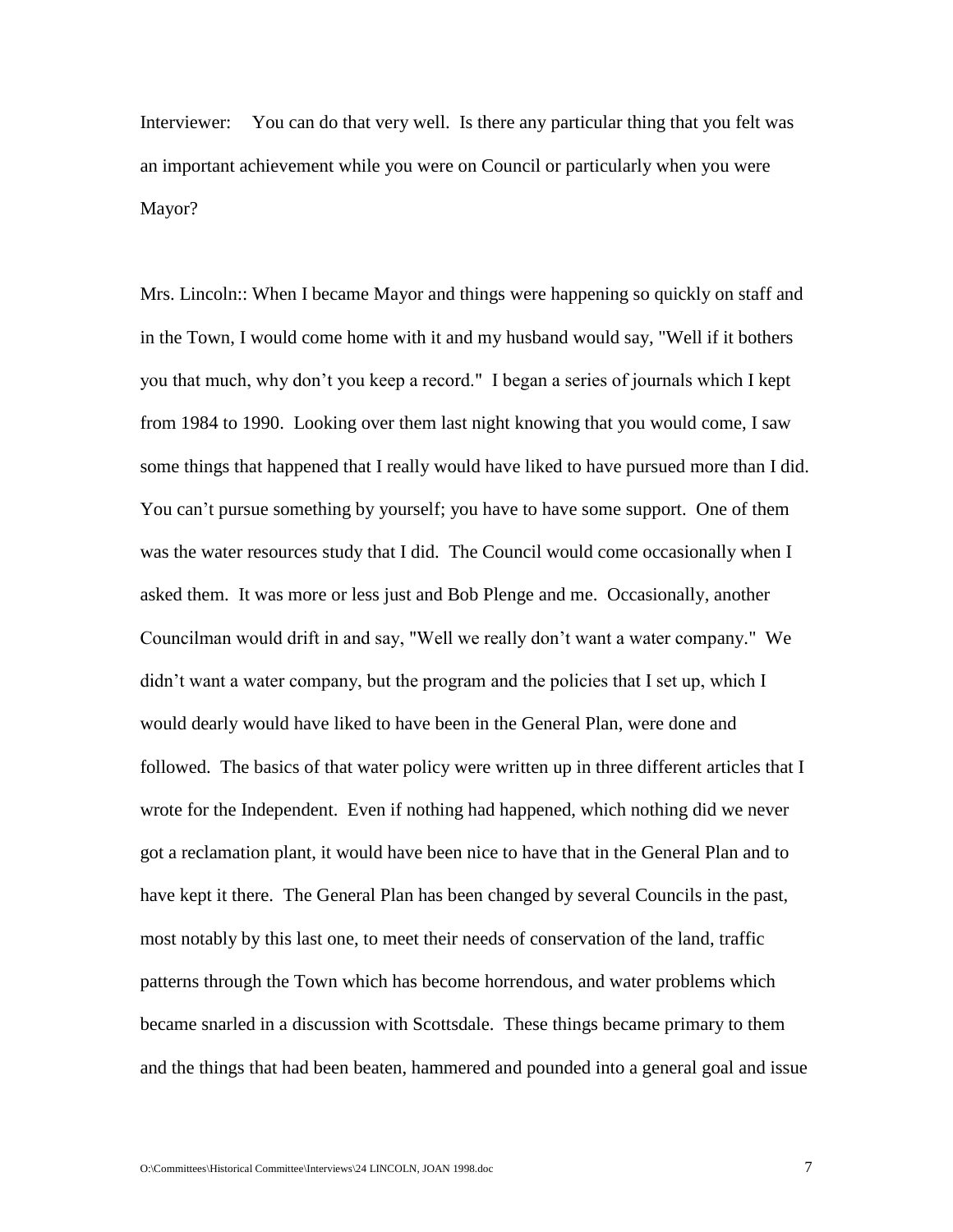Interviewer: You can do that very well. Is there any particular thing that you felt was an important achievement while you were on Council or particularly when you were Mayor?

Mrs. Lincoln:: When I became Mayor and things were happening so quickly on staff and in the Town, I would come home with it and my husband would say, "Well if it bothers you that much, why don't you keep a record." I began a series of journals which I kept from 1984 to 1990. Looking over them last night knowing that you would come, I saw some things that happened that I really would have liked to have pursued more than I did. You can't pursue something by yourself; you have to have some support. One of them was the water resources study that I did. The Council would come occasionally when I asked them. It was more or less just and Bob Plenge and me. Occasionally, another Councilman would drift in and say, "Well we really don't want a water company." We didn't want a water company, but the program and the policies that I set up, which I would dearly would have liked to have been in the General Plan, were done and followed. The basics of that water policy were written up in three different articles that I wrote for the Independent. Even if nothing had happened, which nothing did we never got a reclamation plant, it would have been nice to have that in the General Plan and to have kept it there. The General Plan has been changed by several Councils in the past, most notably by this last one, to meet their needs of conservation of the land, traffic patterns through the Town which has become horrendous, and water problems which became snarled in a discussion with Scottsdale. These things became primary to them and the things that had been beaten, hammered and pounded into a general goal and issue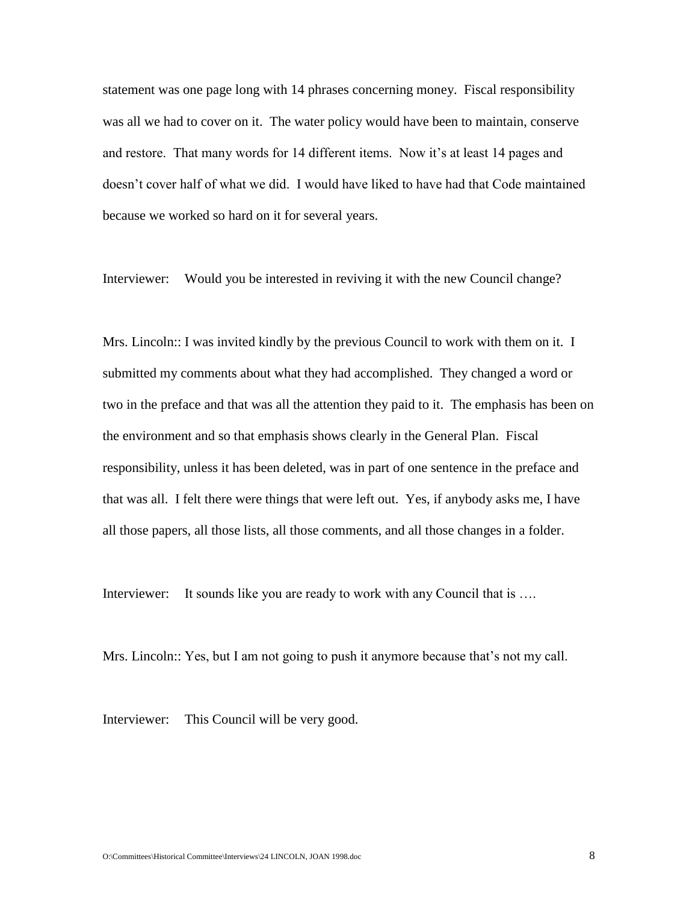statement was one page long with 14 phrases concerning money. Fiscal responsibility was all we had to cover on it. The water policy would have been to maintain, conserve and restore. That many words for 14 different items. Now it's at least 14 pages and doesn't cover half of what we did. I would have liked to have had that Code maintained because we worked so hard on it for several years.

Interviewer: Would you be interested in reviving it with the new Council change?

Mrs. Lincoln:: I was invited kindly by the previous Council to work with them on it. I submitted my comments about what they had accomplished. They changed a word or two in the preface and that was all the attention they paid to it. The emphasis has been on the environment and so that emphasis shows clearly in the General Plan. Fiscal responsibility, unless it has been deleted, was in part of one sentence in the preface and that was all. I felt there were things that were left out. Yes, if anybody asks me, I have all those papers, all those lists, all those comments, and all those changes in a folder.

Interviewer: It sounds like you are ready to work with any Council that is ….

Mrs. Lincoln:: Yes, but I am not going to push it anymore because that's not my call.

Interviewer: This Council will be very good.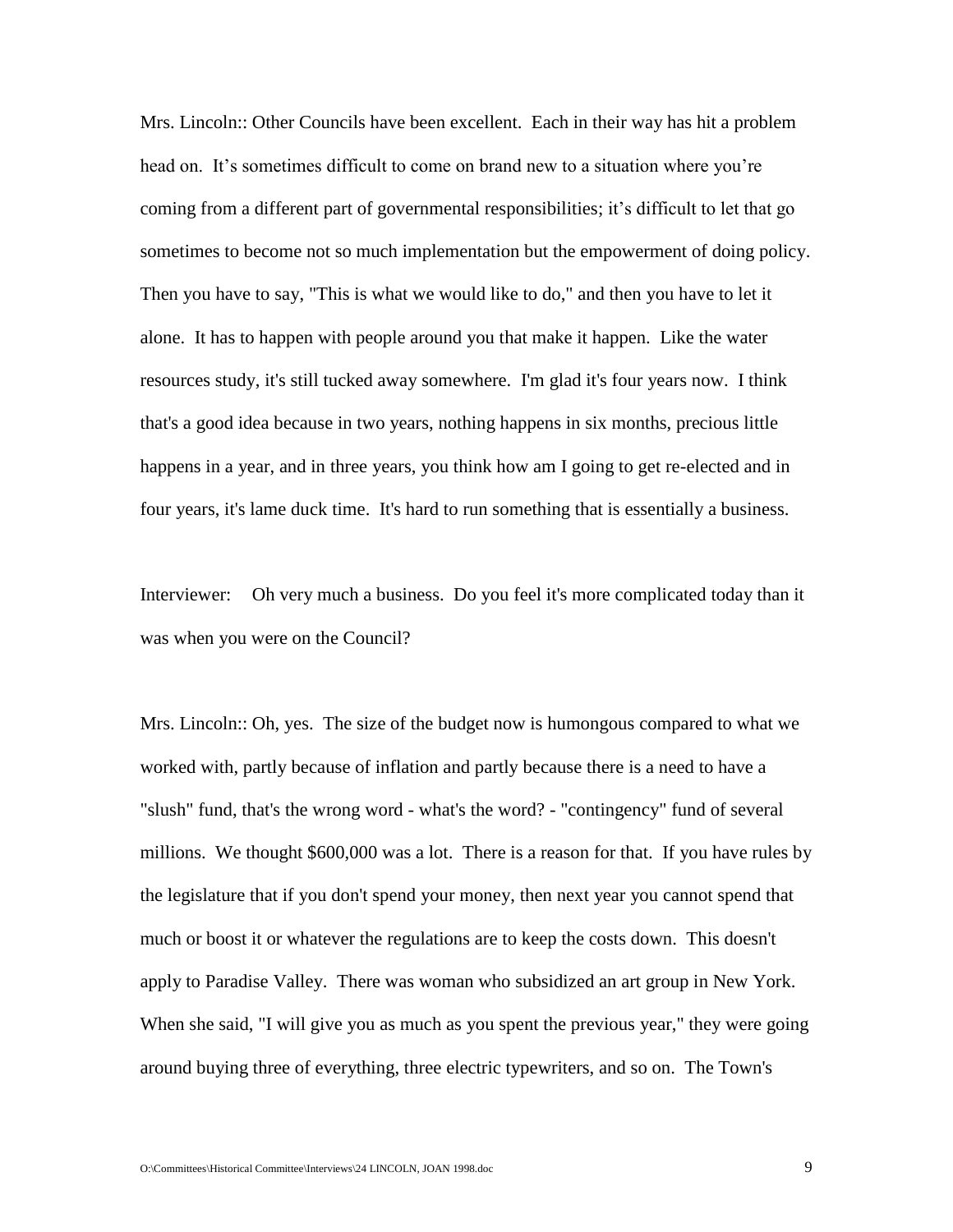Mrs. Lincoln:: Other Councils have been excellent. Each in their way has hit a problem head on. It's sometimes difficult to come on brand new to a situation where you're coming from a different part of governmental responsibilities; it's difficult to let that go sometimes to become not so much implementation but the empowerment of doing policy. Then you have to say, "This is what we would like to do," and then you have to let it alone. It has to happen with people around you that make it happen. Like the water resources study, it's still tucked away somewhere. I'm glad it's four years now. I think that's a good idea because in two years, nothing happens in six months, precious little happens in a year, and in three years, you think how am I going to get re-elected and in four years, it's lame duck time. It's hard to run something that is essentially a business.

Interviewer: Oh very much a business. Do you feel it's more complicated today than it was when you were on the Council?

Mrs. Lincoln:: Oh, yes. The size of the budget now is humongous compared to what we worked with, partly because of inflation and partly because there is a need to have a "slush" fund, that's the wrong word - what's the word? - "contingency" fund of several millions. We thought $600,000 was a lot. There is a reason for that. If you have rules by the legislature that if you don't spend your money, then next year you cannot spend that much or boost it or whatever the regulations are to keep the costs down. This doesn't apply to Paradise Valley. There was woman who subsidized an art group in New York. When she said, "I will give you as much as you spent the previous year," they were going around buying three of everything, three electric typewriters, and so on. The Town's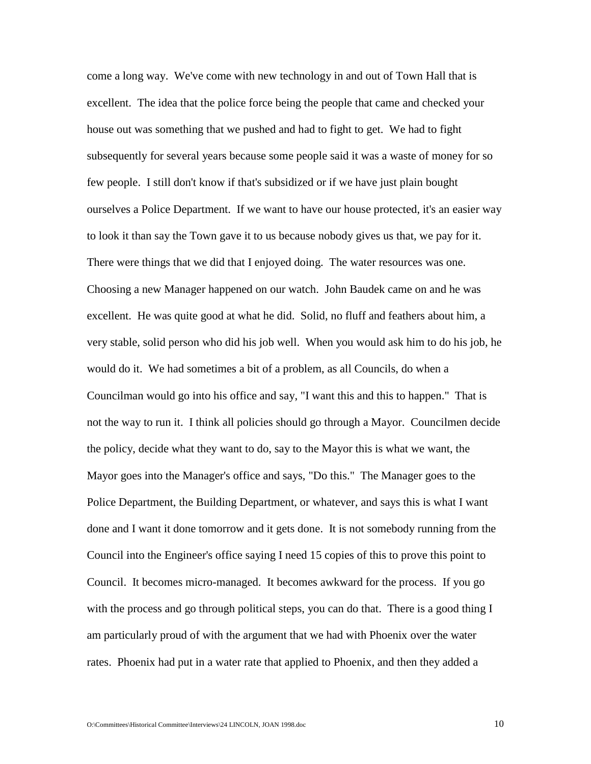come a long way. We've come with new technology in and out of Town Hall that is excellent. The idea that the police force being the people that came and checked your house out was something that we pushed and had to fight to get. We had to fight subsequently for several years because some people said it was a waste of money for so few people. I still don't know if that's subsidized or if we have just plain bought ourselves a Police Department. If we want to have our house protected, it's an easier way to look it than say the Town gave it to us because nobody gives us that, we pay for it. There were things that we did that I enjoyed doing. The water resources was one. Choosing a new Manager happened on our watch. John Baudek came on and he was excellent. He was quite good at what he did. Solid, no fluff and feathers about him, a very stable, solid person who did his job well. When you would ask him to do his job, he would do it. We had sometimes a bit of a problem, as all Councils, do when a Councilman would go into his office and say, "I want this and this to happen." That is not the way to run it. I think all policies should go through a Mayor. Councilmen decide the policy, decide what they want to do, say to the Mayor this is what we want, the Mayor goes into the Manager's office and says, "Do this." The Manager goes to the Police Department, the Building Department, or whatever, and says this is what I want done and I want it done tomorrow and it gets done. It is not somebody running from the Council into the Engineer's office saying I need 15 copies of this to prove this point to Council. It becomes micro-managed. It becomes awkward for the process. If you go with the process and go through political steps, you can do that. There is a good thing I am particularly proud of with the argument that we had with Phoenix over the water rates. Phoenix had put in a water rate that applied to Phoenix, and then they added a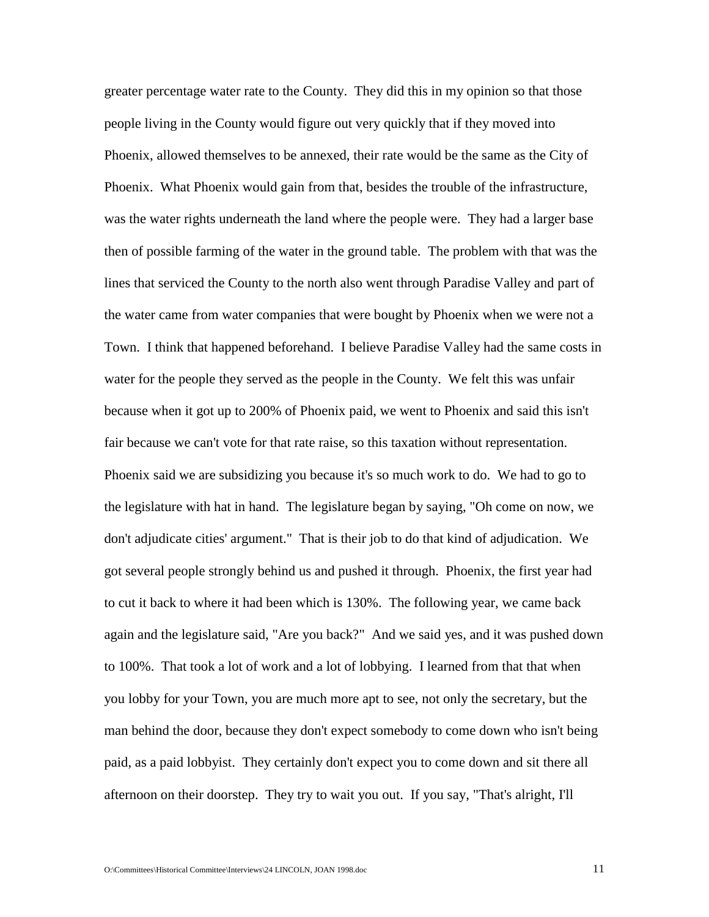greater percentage water rate to the County. They did this in my opinion so that those people living in the County would figure out very quickly that if they moved into Phoenix, allowed themselves to be annexed, their rate would be the same as the City of Phoenix. What Phoenix would gain from that, besides the trouble of the infrastructure, was the water rights underneath the land where the people were. They had a larger base then of possible farming of the water in the ground table. The problem with that was the lines that serviced the County to the north also went through Paradise Valley and part of the water came from water companies that were bought by Phoenix when we were not a Town. I think that happened beforehand. I believe Paradise Valley had the same costs in water for the people they served as the people in the County. We felt this was unfair because when it got up to 200% of Phoenix paid, we went to Phoenix and said this isn't fair because we can't vote for that rate raise, so this taxation without representation. Phoenix said we are subsidizing you because it's so much work to do. We had to go to the legislature with hat in hand. The legislature began by saying, "Oh come on now, we don't adjudicate cities' argument." That is their job to do that kind of adjudication. We got several people strongly behind us and pushed it through. Phoenix, the first year had to cut it back to where it had been which is 130%. The following year, we came back again and the legislature said, "Are you back?" And we said yes, and it was pushed down to 100%. That took a lot of work and a lot of lobbying. I learned from that that when you lobby for your Town, you are much more apt to see, not only the secretary, but the man behind the door, because they don't expect somebody to come down who isn't being paid, as a paid lobbyist. They certainly don't expect you to come down and sit there all afternoon on their doorstep. They try to wait you out. If you say, "That's alright, I'll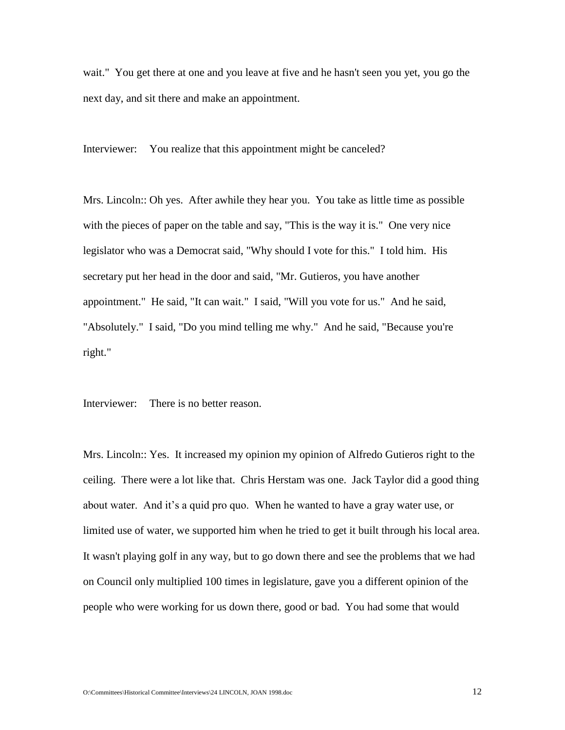wait." You get there at one and you leave at five and he hasn't seen you yet, you go the next day, and sit there and make an appointment.

Interviewer: You realize that this appointment might be canceled?

Mrs. Lincoln:: Oh yes. After awhile they hear you. You take as little time as possible with the pieces of paper on the table and say, "This is the way it is." One very nice legislator who was a Democrat said, "Why should I vote for this." I told him. His secretary put her head in the door and said, "Mr. Gutieros, you have another appointment." He said, "It can wait." I said, "Will you vote for us." And he said, "Absolutely." I said, "Do you mind telling me why." And he said, "Because you're right."

Interviewer: There is no better reason.

Mrs. Lincoln:: Yes. It increased my opinion my opinion of Alfredo Gutieros right to the ceiling. There were a lot like that. Chris Herstam was one. Jack Taylor did a good thing about water. And it's a quid pro quo. When he wanted to have a gray water use, or limited use of water, we supported him when he tried to get it built through his local area. It wasn't playing golf in any way, but to go down there and see the problems that we had on Council only multiplied 100 times in legislature, gave you a different opinion of the people who were working for us down there, good or bad. You had some that would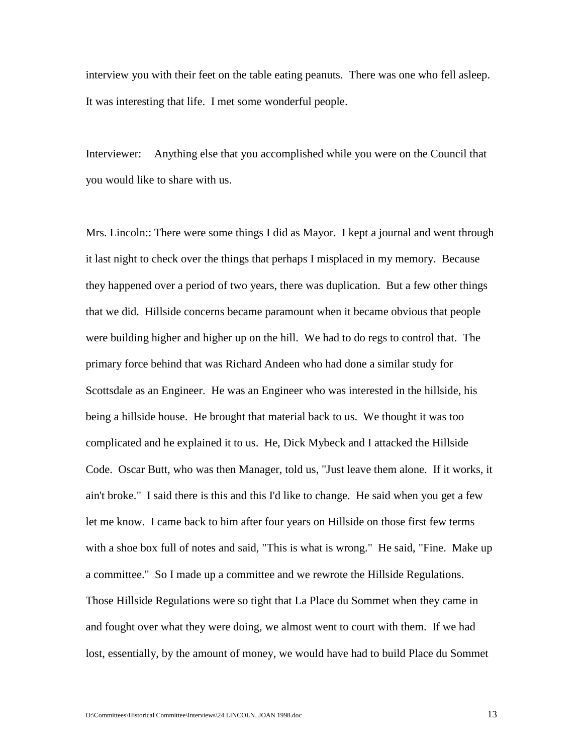interview you with their feet on the table eating peanuts. There was one who fell asleep. It was interesting that life. I met some wonderful people.

Interviewer: Anything else that you accomplished while you were on the Council that you would like to share with us.

Mrs. Lincoln:: There were some things I did as Mayor. I kept a journal and went through it last night to check over the things that perhaps I misplaced in my memory. Because they happened over a period of two years, there was duplication. But a few other things that we did. Hillside concerns became paramount when it became obvious that people were building higher and higher up on the hill. We had to do regs to control that. The primary force behind that was Richard Andeen who had done a similar study for Scottsdale as an Engineer. He was an Engineer who was interested in the hillside, his being a hillside house. He brought that material back to us. We thought it was too complicated and he explained it to us. He, Dick Mybeck and I attacked the Hillside Code. Oscar Butt, who was then Manager, told us, "Just leave them alone. If it works, it ain't broke." I said there is this and this I'd like to change. He said when you get a few let me know. I came back to him after four years on Hillside on those first few terms with a shoe box full of notes and said, "This is what is wrong." He said, "Fine. Make up a committee." So I made up a committee and we rewrote the Hillside Regulations. Those Hillside Regulations were so tight that La Place du Sommet when they came in and fought over what they were doing, we almost went to court with them. If we had lost, essentially, by the amount of money, we would have had to build Place du Sommet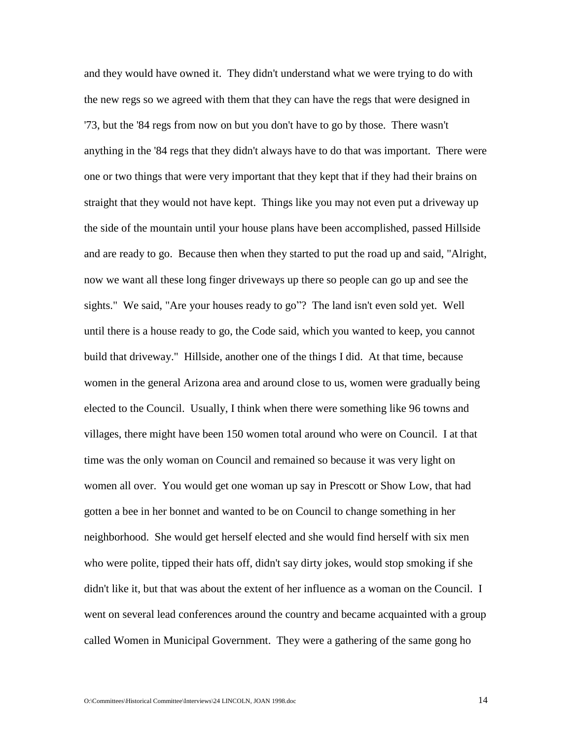and they would have owned it. They didn't understand what we were trying to do with the new regs so we agreed with them that they can have the regs that were designed in '73, but the '84 regs from now on but you don't have to go by those. There wasn't anything in the '84 regs that they didn't always have to do that was important. There were one or two things that were very important that they kept that if they had their brains on straight that they would not have kept. Things like you may not even put a driveway up the side of the mountain until your house plans have been accomplished, passed Hillside and are ready to go. Because then when they started to put the road up and said, "Alright, now we want all these long finger driveways up there so people can go up and see the sights." We said, "Are your houses ready to go"? The land isn't even sold yet. Well until there is a house ready to go, the Code said, which you wanted to keep, you cannot build that driveway." Hillside, another one of the things I did. At that time, because women in the general Arizona area and around close to us, women were gradually being elected to the Council. Usually, I think when there were something like 96 towns and villages, there might have been 150 women total around who were on Council. I at that time was the only woman on Council and remained so because it was very light on women all over. You would get one woman up say in Prescott or Show Low, that had gotten a bee in her bonnet and wanted to be on Council to change something in her neighborhood. She would get herself elected and she would find herself with six men who were polite, tipped their hats off, didn't say dirty jokes, would stop smoking if she didn't like it, but that was about the extent of her influence as a woman on the Council. I went on several lead conferences around the country and became acquainted with a group called Women in Municipal Government. They were a gathering of the same gong ho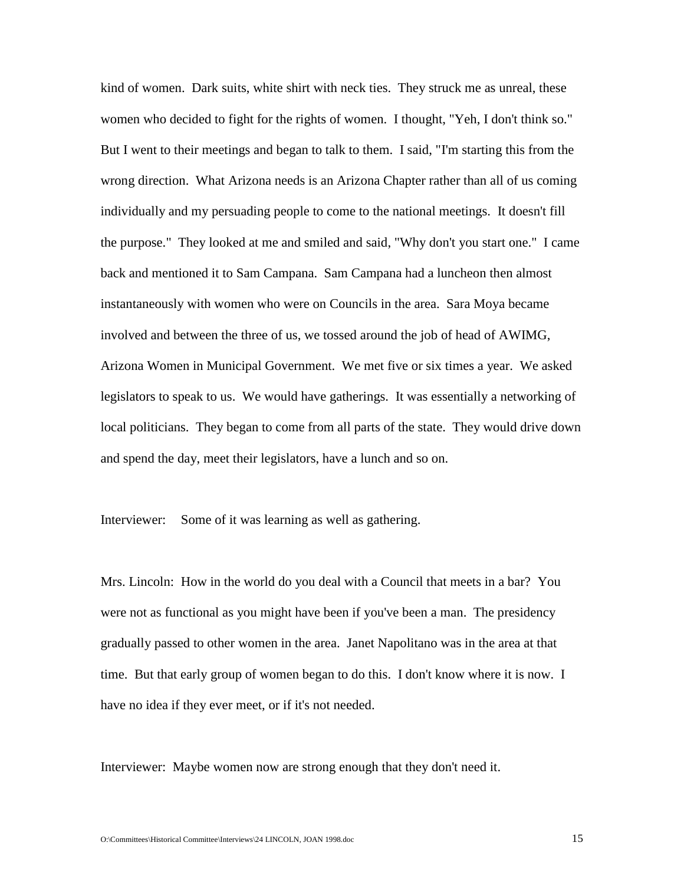kind of women. Dark suits, white shirt with neck ties. They struck me as unreal, these women who decided to fight for the rights of women. I thought, "Yeh, I don't think so." But I went to their meetings and began to talk to them. I said, "I'm starting this from the wrong direction. What Arizona needs is an Arizona Chapter rather than all of us coming individually and my persuading people to come to the national meetings. It doesn't fill the purpose." They looked at me and smiled and said, "Why don't you start one." I came back and mentioned it to Sam Campana. Sam Campana had a luncheon then almost instantaneously with women who were on Councils in the area. Sara Moya became involved and between the three of us, we tossed around the job of head of AWIMG, Arizona Women in Municipal Government. We met five or six times a year. We asked legislators to speak to us. We would have gatherings. It was essentially a networking of local politicians. They began to come from all parts of the state. They would drive down and spend the day, meet their legislators, have a lunch and so on.

Interviewer: Some of it was learning as well as gathering.

Mrs. Lincoln: How in the world do you deal with a Council that meets in a bar? You were not as functional as you might have been if you've been a man. The presidency gradually passed to other women in the area. Janet Napolitano was in the area at that time. But that early group of women began to do this. I don't know where it is now. I have no idea if they ever meet, or if it's not needed.

Interviewer: Maybe women now are strong enough that they don't need it.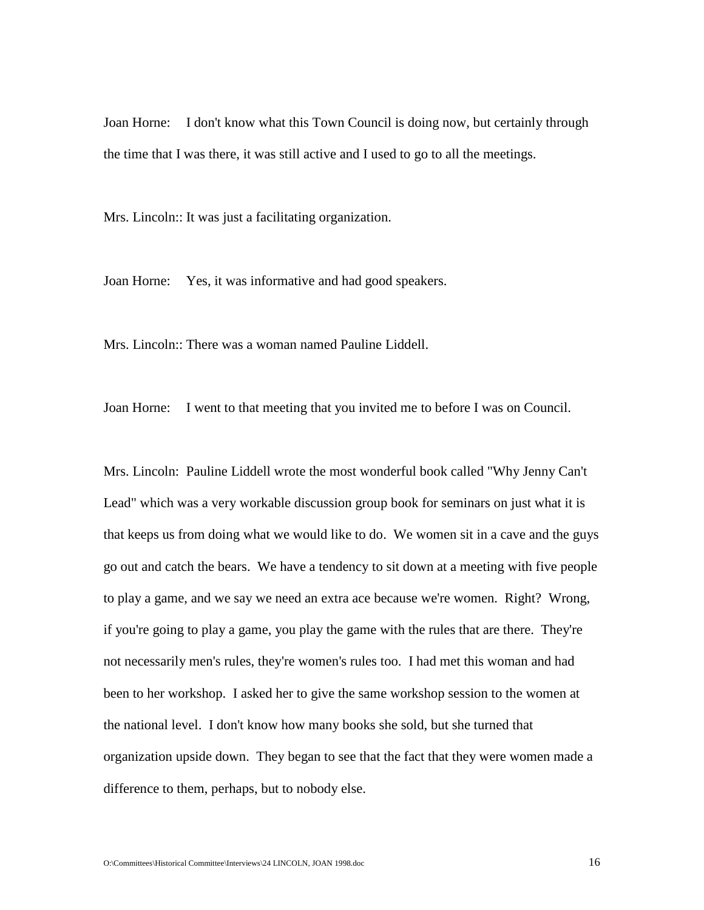Joan Horne: I don't know what this Town Council is doing now, but certainly through the time that I was there, it was still active and I used to go to all the meetings.

Mrs. Lincoln:: It was just a facilitating organization.

Joan Horne: Yes, it was informative and had good speakers.

Mrs. Lincoln:: There was a woman named Pauline Liddell.

Joan Horne: I went to that meeting that you invited me to before I was on Council.

Mrs. Lincoln: Pauline Liddell wrote the most wonderful book called "Why Jenny Can't Lead" which was a very workable discussion group book for seminars on just what it is that keeps us from doing what we would like to do. We women sit in a cave and the guys go out and catch the bears. We have a tendency to sit down at a meeting with five people to play a game, and we say we need an extra ace because we're women. Right? Wrong, if you're going to play a game, you play the game with the rules that are there. They're not necessarily men's rules, they're women's rules too. I had met this woman and had been to her workshop. I asked her to give the same workshop session to the women at the national level. I don't know how many books she sold, but she turned that organization upside down. They began to see that the fact that they were women made a difference to them, perhaps, but to nobody else.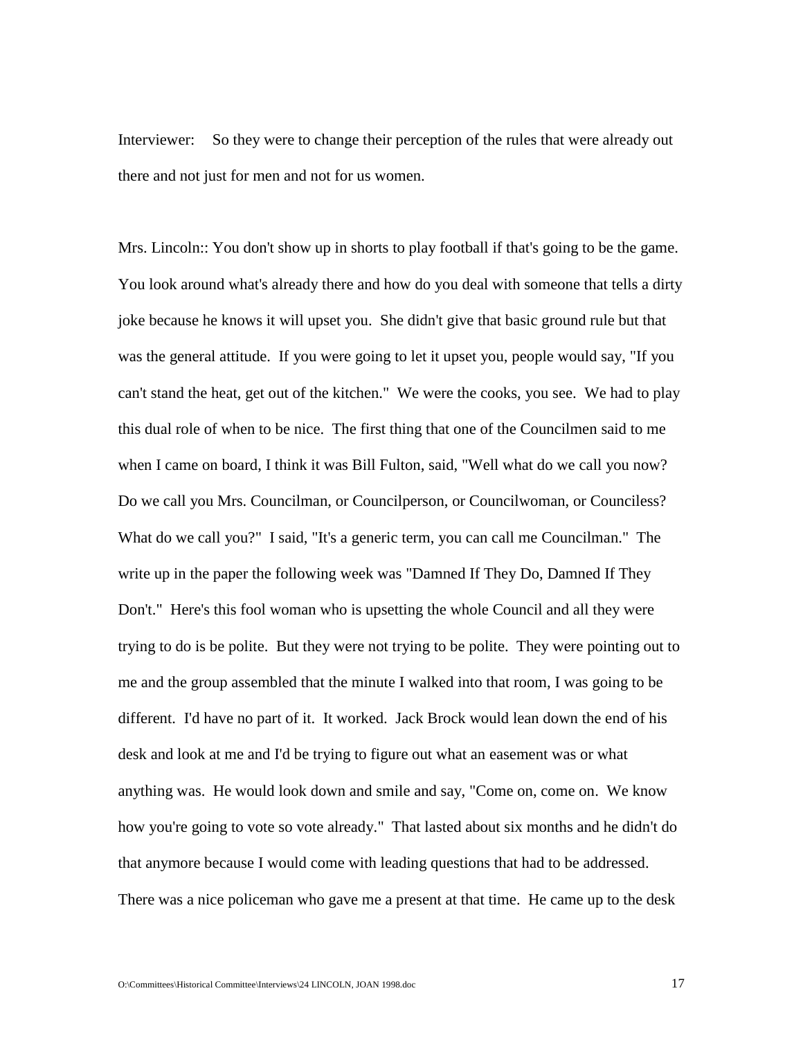Interviewer: So they were to change their perception of the rules that were already out there and not just for men and not for us women.

Mrs. Lincoln:: You don't show up in shorts to play football if that's going to be the game. You look around what's already there and how do you deal with someone that tells a dirty joke because he knows it will upset you. She didn't give that basic ground rule but that was the general attitude. If you were going to let it upset you, people would say, "If you can't stand the heat, get out of the kitchen." We were the cooks, you see. We had to play this dual role of when to be nice. The first thing that one of the Councilmen said to me when I came on board, I think it was Bill Fulton, said, "Well what do we call you now? Do we call you Mrs. Councilman, or Councilperson, or Councilwoman, or Counciless? What do we call you?" I said, "It's a generic term, you can call me Councilman." The write up in the paper the following week was "Damned If They Do, Damned If They Don't." Here's this fool woman who is upsetting the whole Council and all they were trying to do is be polite. But they were not trying to be polite. They were pointing out to me and the group assembled that the minute I walked into that room, I was going to be different. I'd have no part of it. It worked. Jack Brock would lean down the end of his desk and look at me and I'd be trying to figure out what an easement was or what anything was. He would look down and smile and say, "Come on, come on. We know how you're going to vote so vote already." That lasted about six months and he didn't do that anymore because I would come with leading questions that had to be addressed. There was a nice policeman who gave me a present at that time. He came up to the desk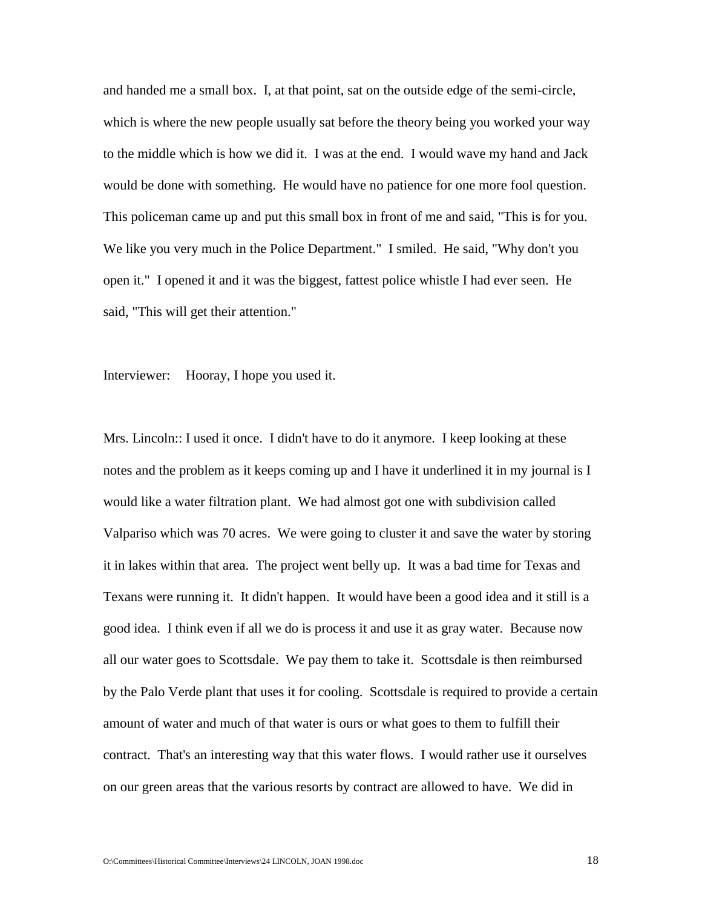and handed me a small box. I, at that point, sat on the outside edge of the semi-circle, which is where the new people usually sat before the theory being you worked your way to the middle which is how we did it. I was at the end. I would wave my hand and Jack would be done with something. He would have no patience for one more fool question. This policeman came up and put this small box in front of me and said, "This is for you. We like you very much in the Police Department." I smiled. He said, "Why don't you open it." I opened it and it was the biggest, fattest police whistle I had ever seen. He said, "This will get their attention."

Interviewer: Hooray, I hope you used it.

Mrs. Lincoln:: I used it once. I didn't have to do it anymore. I keep looking at these notes and the problem as it keeps coming up and I have it underlined it in my journal is I would like a water filtration plant. We had almost got one with subdivision called Valpariso which was 70 acres. We were going to cluster it and save the water by storing it in lakes within that area. The project went belly up. It was a bad time for Texas and Texans were running it. It didn't happen. It would have been a good idea and it still is a good idea. I think even if all we do is process it and use it as gray water. Because now all our water goes to Scottsdale. We pay them to take it. Scottsdale is then reimbursed by the Palo Verde plant that uses it for cooling. Scottsdale is required to provide a certain amount of water and much of that water is ours or what goes to them to fulfill their contract. That's an interesting way that this water flows. I would rather use it ourselves on our green areas that the various resorts by contract are allowed to have. We did in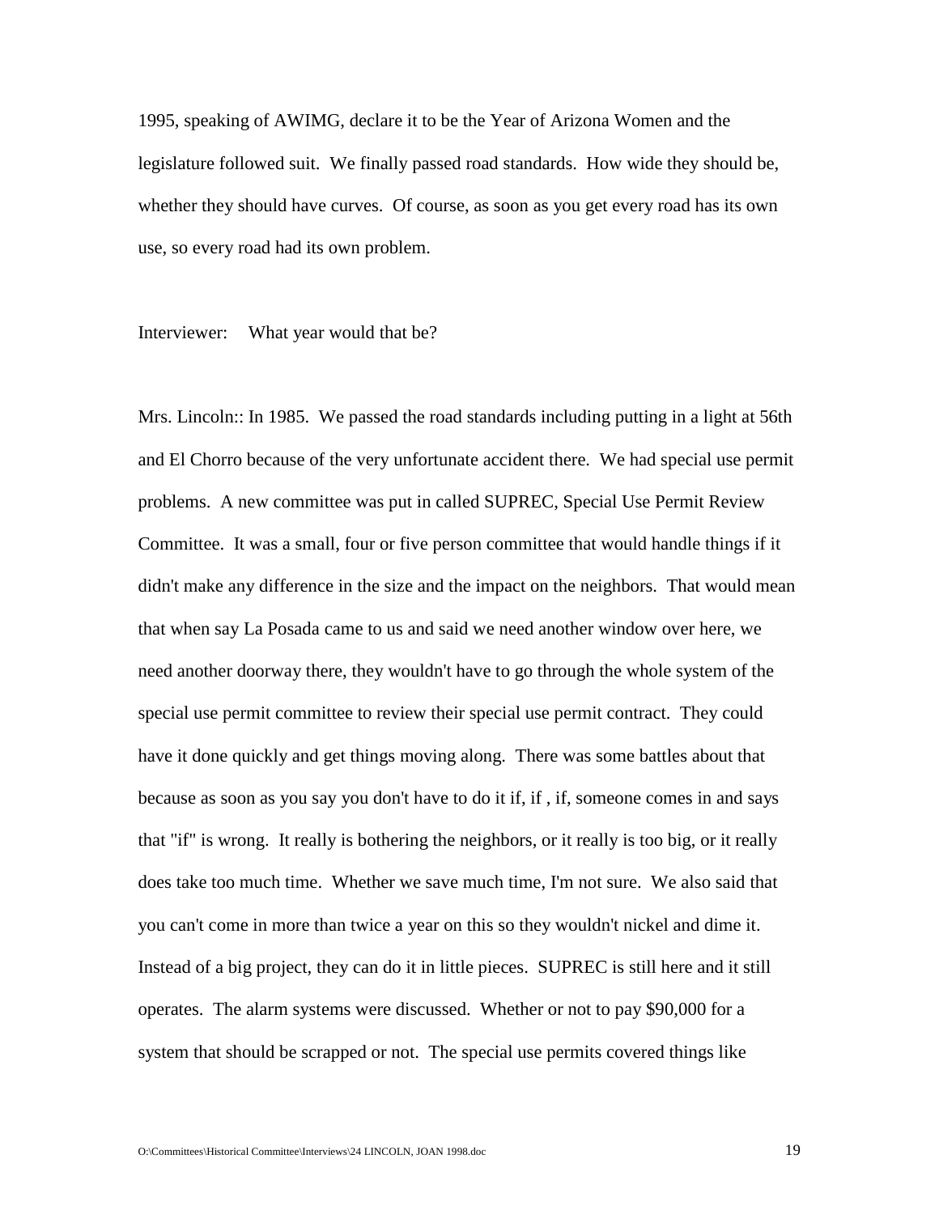1995, speaking of AWIMG, declare it to be the Year of Arizona Women and the legislature followed suit. We finally passed road standards. How wide they should be, whether they should have curves. Of course, as soon as you get every road has its own use, so every road had its own problem.

Interviewer: What year would that be?

Mrs. Lincoln:: In 1985. We passed the road standards including putting in a light at 56th and El Chorro because of the very unfortunate accident there. We had special use permit problems. A new committee was put in called SUPREC, Special Use Permit Review Committee. It was a small, four or five person committee that would handle things if it didn't make any difference in the size and the impact on the neighbors. That would mean that when say La Posada came to us and said we need another window over here, we need another doorway there, they wouldn't have to go through the whole system of the special use permit committee to review their special use permit contract. They could have it done quickly and get things moving along. There was some battles about that because as soon as you say you don't have to do it if, if , if, someone comes in and says that "if" is wrong. It really is bothering the neighbors, or it really is too big, or it really does take too much time. Whether we save much time, I'm not sure. We also said that you can't come in more than twice a year on this so they wouldn't nickel and dime it. Instead of a big project, they can do it in little pieces. SUPREC is still here and it still operates. The alarm systems were discussed. Whether or not to pay $90,000 for a system that should be scrapped or not. The special use permits covered things like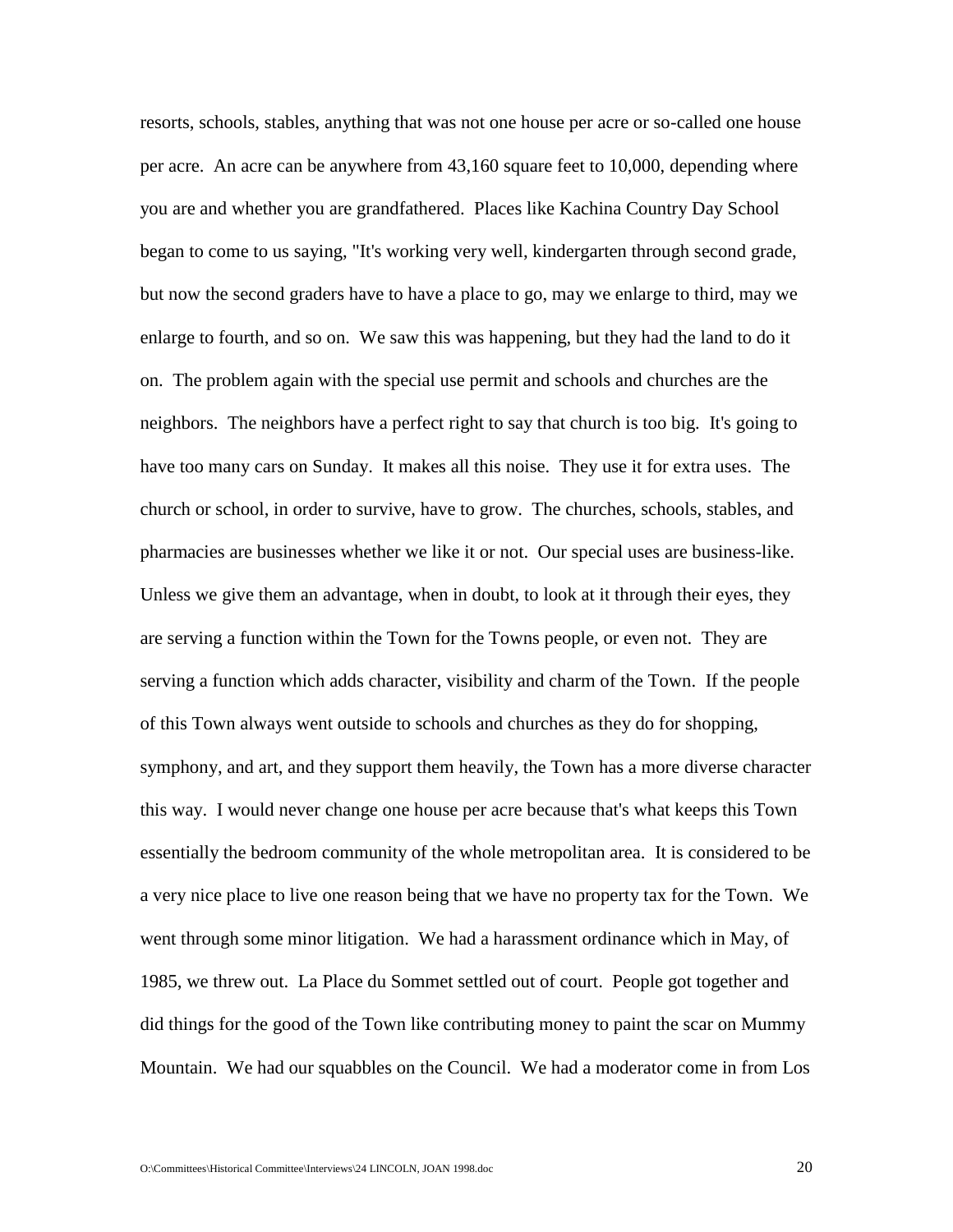resorts, schools, stables, anything that was not one house per acre or so-called one house per acre. An acre can be anywhere from 43,160 square feet to 10,000, depending where you are and whether you are grandfathered. Places like Kachina Country Day School began to come to us saying, "It's working very well, kindergarten through second grade, but now the second graders have to have a place to go, may we enlarge to third, may we enlarge to fourth, and so on. We saw this was happening, but they had the land to do it on. The problem again with the special use permit and schools and churches are the neighbors. The neighbors have a perfect right to say that church is too big. It's going to have too many cars on Sunday. It makes all this noise. They use it for extra uses. The church or school, in order to survive, have to grow. The churches, schools, stables, and pharmacies are businesses whether we like it or not. Our special uses are business-like. Unless we give them an advantage, when in doubt, to look at it through their eyes, they are serving a function within the Town for the Towns people, or even not. They are serving a function which adds character, visibility and charm of the Town. If the people of this Town always went outside to schools and churches as they do for shopping, symphony, and art, and they support them heavily, the Town has a more diverse character this way. I would never change one house per acre because that's what keeps this Town essentially the bedroom community of the whole metropolitan area. It is considered to be a very nice place to live one reason being that we have no property tax for the Town. We went through some minor litigation. We had a harassment ordinance which in May, of 1985, we threw out. La Place du Sommet settled out of court. People got together and did things for the good of the Town like contributing money to paint the scar on Mummy Mountain. We had our squabbles on the Council. We had a moderator come in from Los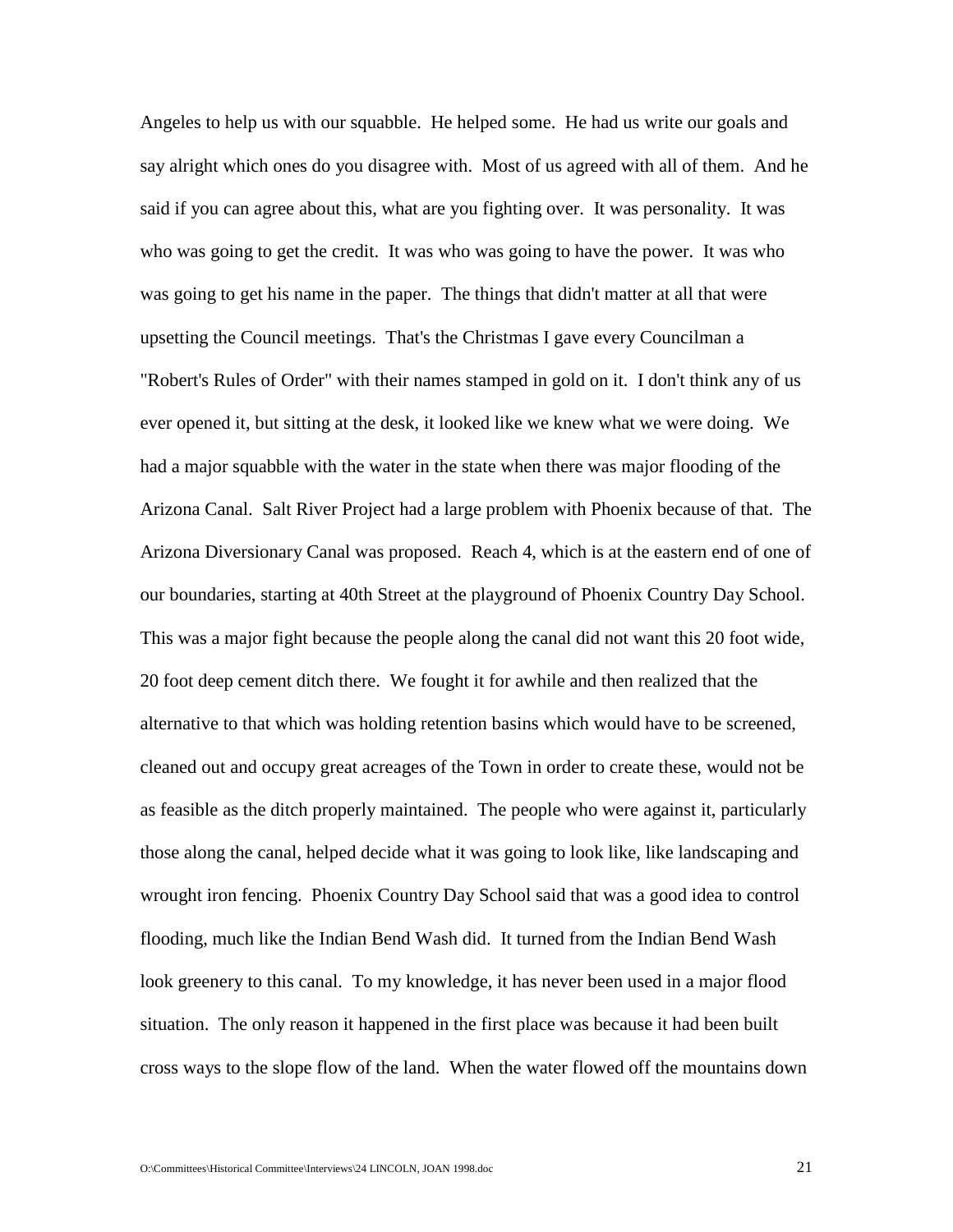Angeles to help us with our squabble. He helped some. He had us write our goals and say alright which ones do you disagree with. Most of us agreed with all of them. And he said if you can agree about this, what are you fighting over. It was personality. It was who was going to get the credit. It was who was going to have the power. It was who was going to get his name in the paper. The things that didn't matter at all that were upsetting the Council meetings. That's the Christmas I gave every Councilman a "Robert's Rules of Order" with their names stamped in gold on it. I don't think any of us ever opened it, but sitting at the desk, it looked like we knew what we were doing. We had a major squabble with the water in the state when there was major flooding of the Arizona Canal. Salt River Project had a large problem with Phoenix because of that. The Arizona Diversionary Canal was proposed. Reach 4, which is at the eastern end of one of our boundaries, starting at 40th Street at the playground of Phoenix Country Day School. This was a major fight because the people along the canal did not want this 20 foot wide, 20 foot deep cement ditch there. We fought it for awhile and then realized that the alternative to that which was holding retention basins which would have to be screened, cleaned out and occupy great acreages of the Town in order to create these, would not be as feasible as the ditch properly maintained. The people who were against it, particularly those along the canal, helped decide what it was going to look like, like landscaping and wrought iron fencing. Phoenix Country Day School said that was a good idea to control flooding, much like the Indian Bend Wash did. It turned from the Indian Bend Wash look greenery to this canal. To my knowledge, it has never been used in a major flood situation. The only reason it happened in the first place was because it had been built cross ways to the slope flow of the land. When the water flowed off the mountains down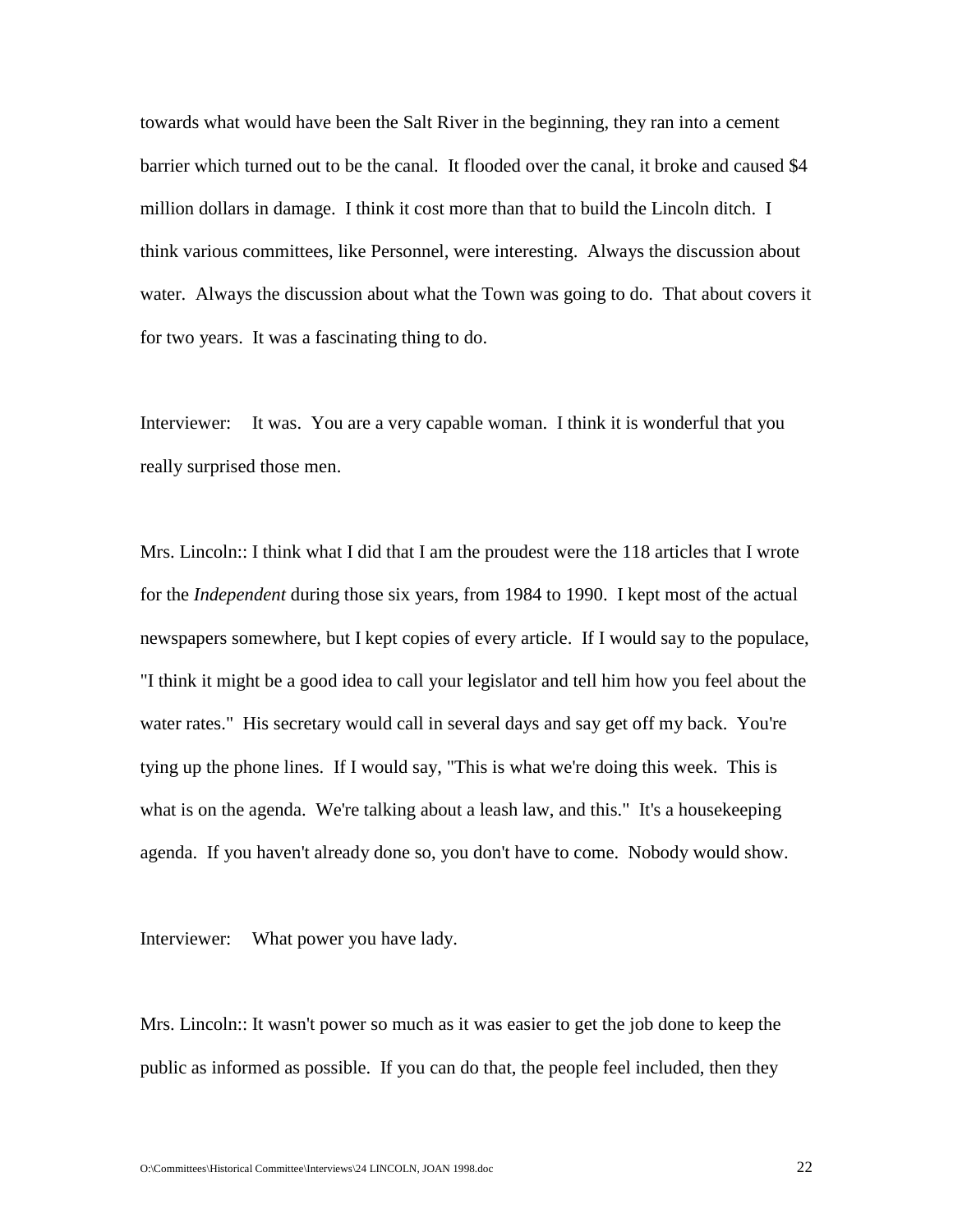towards what would have been the Salt River in the beginning, they ran into a cement barrier which turned out to be the canal. It flooded over the canal, it broke and caused $4 million dollars in damage. I think it cost more than that to build the Lincoln ditch. I think various committees, like Personnel, were interesting. Always the discussion about water. Always the discussion about what the Town was going to do. That about covers it for two years. It was a fascinating thing to do.

Interviewer: It was. You are a very capable woman. I think it is wonderful that you really surprised those men.

Mrs. Lincoln:: I think what I did that I am the proudest were the 118 articles that I wrote for the *Independent* during those six years, from 1984 to 1990. I kept most of the actual newspapers somewhere, but I kept copies of every article. If I would say to the populace, "I think it might be a good idea to call your legislator and tell him how you feel about the water rates." His secretary would call in several days and say get off my back. You're tying up the phone lines. If I would say, "This is what we're doing this week. This is what is on the agenda. We're talking about a leash law, and this." It's a housekeeping agenda. If you haven't already done so, you don't have to come. Nobody would show.

Interviewer: What power you have lady.

Mrs. Lincoln:: It wasn't power so much as it was easier to get the job done to keep the public as informed as possible. If you can do that, the people feel included, then they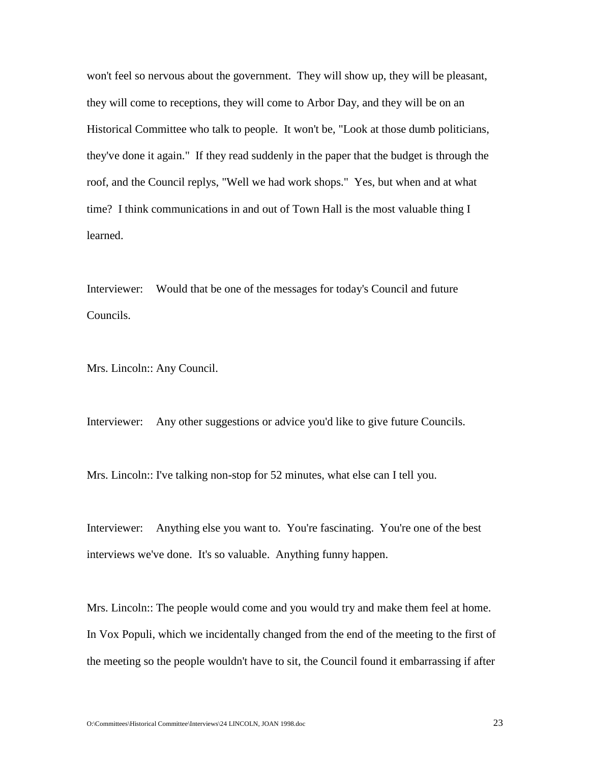won't feel so nervous about the government. They will show up, they will be pleasant, they will come to receptions, they will come to Arbor Day, and they will be on an Historical Committee who talk to people. It won't be, "Look at those dumb politicians, they've done it again." If they read suddenly in the paper that the budget is through the roof, and the Council replys, "Well we had work shops." Yes, but when and at what time? I think communications in and out of Town Hall is the most valuable thing I learned.

Interviewer: Would that be one of the messages for today's Council and future Councils.

Mrs. Lincoln:: Any Council.

Interviewer: Any other suggestions or advice you'd like to give future Councils.

Mrs. Lincoln:: I've talking non-stop for 52 minutes, what else can I tell you.

Interviewer: Anything else you want to. You're fascinating. You're one of the best interviews we've done. It's so valuable. Anything funny happen.

Mrs. Lincoln:: The people would come and you would try and make them feel at home. In Vox Populi, which we incidentally changed from the end of the meeting to the first of the meeting so the people wouldn't have to sit, the Council found it embarrassing if after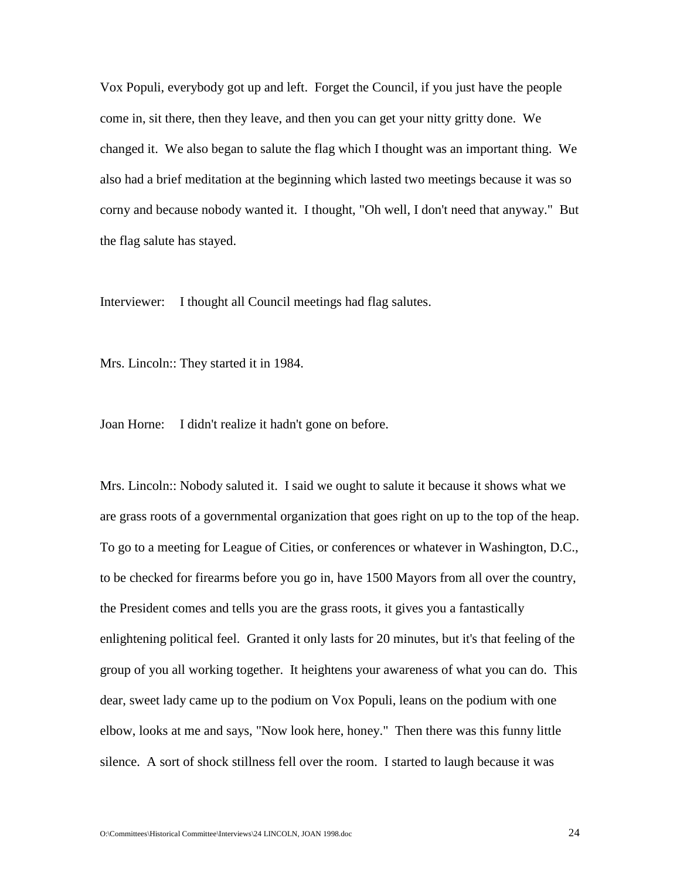Vox Populi, everybody got up and left. Forget the Council, if you just have the people come in, sit there, then they leave, and then you can get your nitty gritty done. We changed it. We also began to salute the flag which I thought was an important thing. We also had a brief meditation at the beginning which lasted two meetings because it was so corny and because nobody wanted it. I thought, "Oh well, I don't need that anyway." But the flag salute has stayed.

Interviewer: I thought all Council meetings had flag salutes.

Mrs. Lincoln:: They started it in 1984.

Joan Horne: I didn't realize it hadn't gone on before.

Mrs. Lincoln:: Nobody saluted it. I said we ought to salute it because it shows what we are grass roots of a governmental organization that goes right on up to the top of the heap. To go to a meeting for League of Cities, or conferences or whatever in Washington, D.C., to be checked for firearms before you go in, have 1500 Mayors from all over the country, the President comes and tells you are the grass roots, it gives you a fantastically enlightening political feel. Granted it only lasts for 20 minutes, but it's that feeling of the group of you all working together. It heightens your awareness of what you can do. This dear, sweet lady came up to the podium on Vox Populi, leans on the podium with one elbow, looks at me and says, "Now look here, honey." Then there was this funny little silence. A sort of shock stillness fell over the room. I started to laugh because it was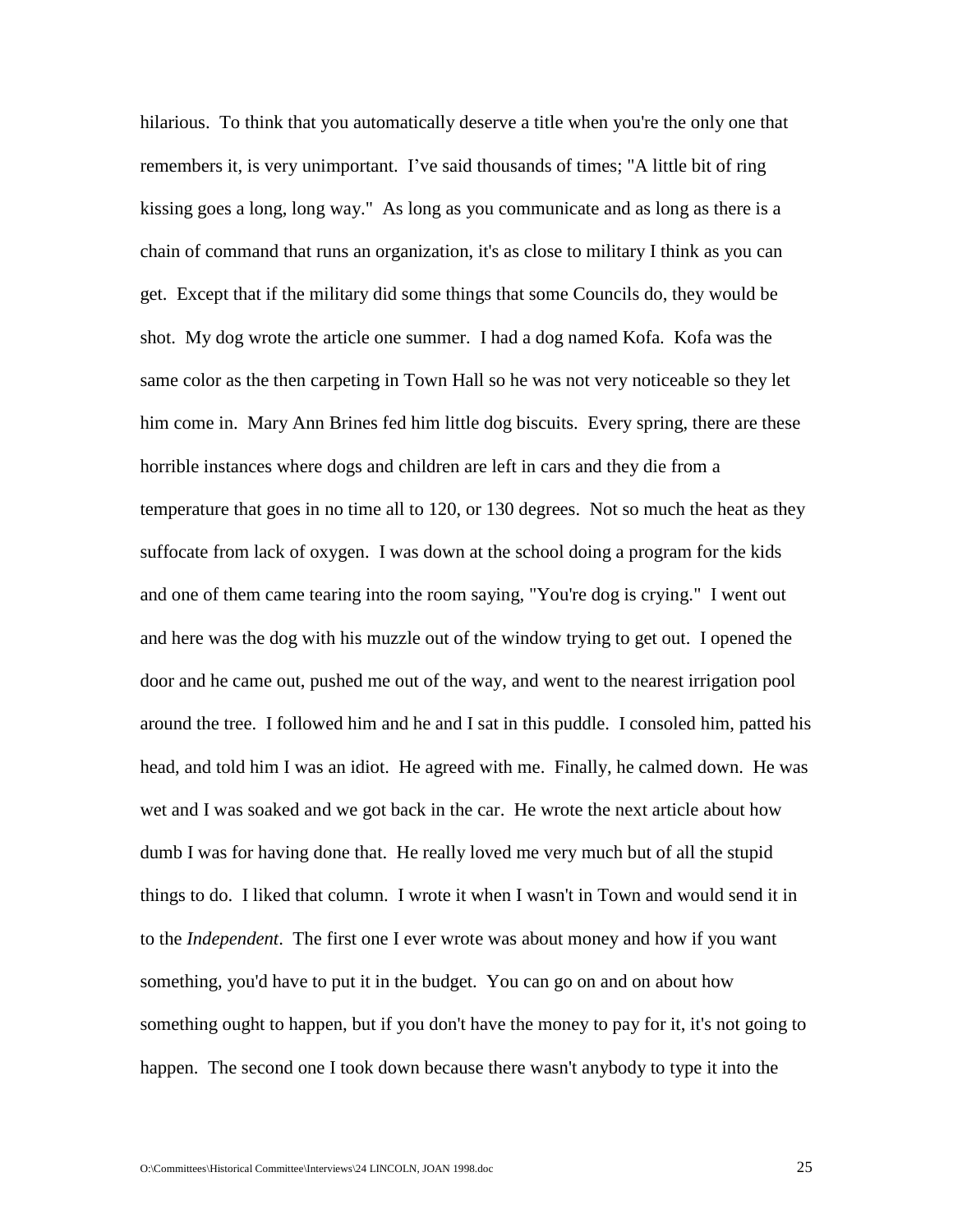hilarious. To think that you automatically deserve a title when you're the only one that remembers it, is very unimportant. I've said thousands of times; "A little bit of ring kissing goes a long, long way." As long as you communicate and as long as there is a chain of command that runs an organization, it's as close to military I think as you can get. Except that if the military did some things that some Councils do, they would be shot. My dog wrote the article one summer. I had a dog named Kofa. Kofa was the same color as the then carpeting in Town Hall so he was not very noticeable so they let him come in. Mary Ann Brines fed him little dog biscuits. Every spring, there are these horrible instances where dogs and children are left in cars and they die from a temperature that goes in no time all to 120, or 130 degrees. Not so much the heat as they suffocate from lack of oxygen. I was down at the school doing a program for the kids and one of them came tearing into the room saying, "You're dog is crying." I went out and here was the dog with his muzzle out of the window trying to get out. I opened the door and he came out, pushed me out of the way, and went to the nearest irrigation pool around the tree. I followed him and he and I sat in this puddle. I consoled him, patted his head, and told him I was an idiot. He agreed with me. Finally, he calmed down. He was wet and I was soaked and we got back in the car. He wrote the next article about how dumb I was for having done that. He really loved me very much but of all the stupid things to do. I liked that column. I wrote it when I wasn't in Town and would send it in to the *Independent*. The first one I ever wrote was about money and how if you want something, you'd have to put it in the budget. You can go on and on about how something ought to happen, but if you don't have the money to pay for it, it's not going to happen. The second one I took down because there wasn't anybody to type it into the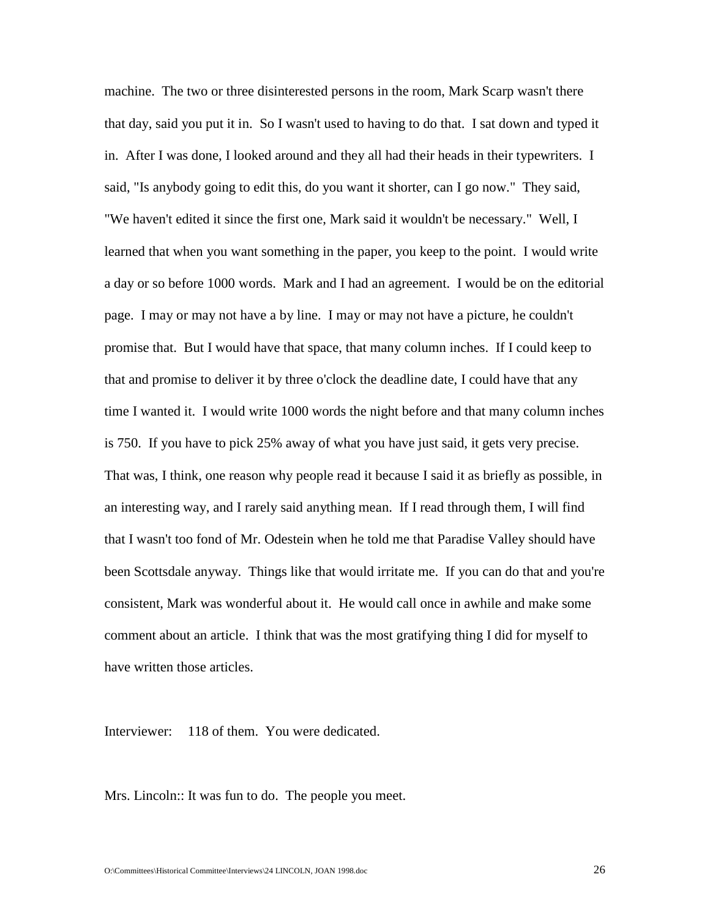machine. The two or three disinterested persons in the room, Mark Scarp wasn't there that day, said you put it in. So I wasn't used to having to do that. I sat down and typed it in. After I was done, I looked around and they all had their heads in their typewriters. I said, "Is anybody going to edit this, do you want it shorter, can I go now." They said, "We haven't edited it since the first one, Mark said it wouldn't be necessary." Well, I learned that when you want something in the paper, you keep to the point. I would write a day or so before 1000 words. Mark and I had an agreement. I would be on the editorial page. I may or may not have a by line. I may or may not have a picture, he couldn't promise that. But I would have that space, that many column inches. If I could keep to that and promise to deliver it by three o'clock the deadline date, I could have that any time I wanted it. I would write 1000 words the night before and that many column inches is 750. If you have to pick 25% away of what you have just said, it gets very precise. That was, I think, one reason why people read it because I said it as briefly as possible, in an interesting way, and I rarely said anything mean. If I read through them, I will find that I wasn't too fond of Mr. Odestein when he told me that Paradise Valley should have been Scottsdale anyway. Things like that would irritate me. If you can do that and you're consistent, Mark was wonderful about it. He would call once in awhile and make some comment about an article. I think that was the most gratifying thing I did for myself to have written those articles.

Interviewer: 118 of them. You were dedicated.

Mrs. Lincoln:: It was fun to do. The people you meet.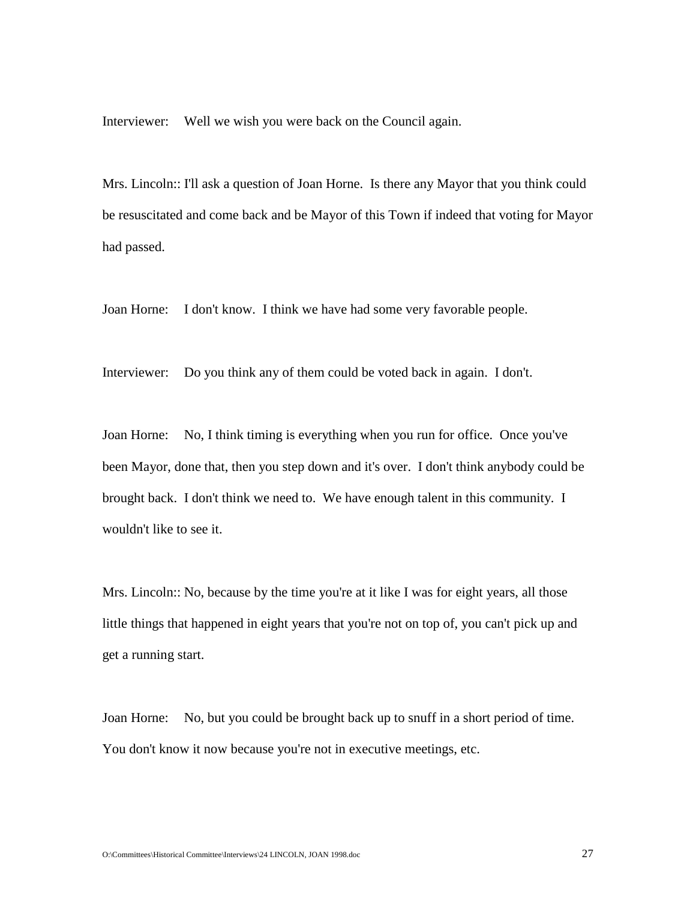Interviewer: Well we wish you were back on the Council again.

Mrs. Lincoln:: I'll ask a question of Joan Horne. Is there any Mayor that you think could be resuscitated and come back and be Mayor of this Town if indeed that voting for Mayor had passed.

Joan Horne: I don't know. I think we have had some very favorable people.

Interviewer: Do you think any of them could be voted back in again. I don't.

Joan Horne: No, I think timing is everything when you run for office. Once you've been Mayor, done that, then you step down and it's over. I don't think anybody could be brought back. I don't think we need to. We have enough talent in this community. I wouldn't like to see it.

Mrs. Lincoln:: No, because by the time you're at it like I was for eight years, all those little things that happened in eight years that you're not on top of, you can't pick up and get a running start.

Joan Horne: No, but you could be brought back up to snuff in a short period of time. You don't know it now because you're not in executive meetings, etc.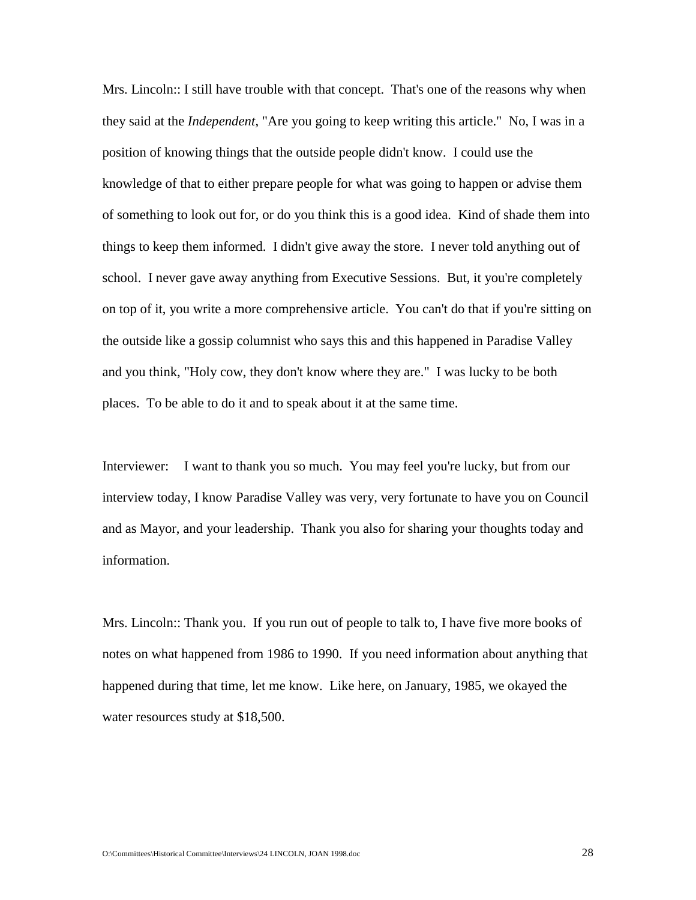Mrs. Lincoln:: I still have trouble with that concept. That's one of the reasons why when they said at the *Independent*, "Are you going to keep writing this article." No, I was in a position of knowing things that the outside people didn't know. I could use the knowledge of that to either prepare people for what was going to happen or advise them of something to look out for, or do you think this is a good idea. Kind of shade them into things to keep them informed. I didn't give away the store. I never told anything out of school. I never gave away anything from Executive Sessions. But, it you're completely on top of it, you write a more comprehensive article. You can't do that if you're sitting on the outside like a gossip columnist who says this and this happened in Paradise Valley and you think, "Holy cow, they don't know where they are." I was lucky to be both places. To be able to do it and to speak about it at the same time.

Interviewer: I want to thank you so much. You may feel you're lucky, but from our interview today, I know Paradise Valley was very, very fortunate to have you on Council and as Mayor, and your leadership. Thank you also for sharing your thoughts today and information.

Mrs. Lincoln:: Thank you. If you run out of people to talk to, I have five more books of notes on what happened from 1986 to 1990. If you need information about anything that happened during that time, let me know. Like here, on January, 1985, we okayed the water resources study at $18,500.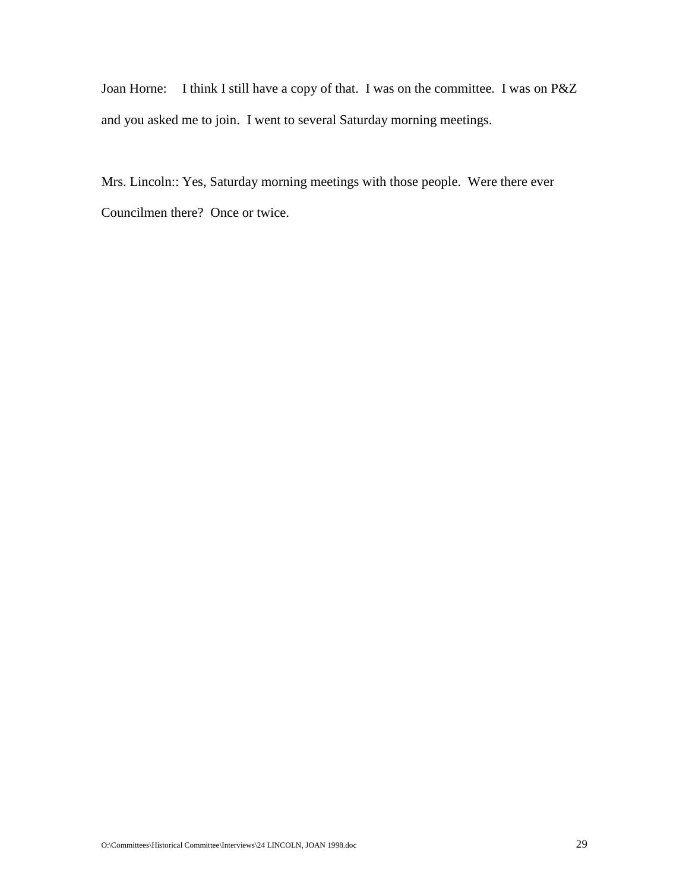Joan Horne: I think I still have a copy of that. I was on the committee. I was on P&Z and you asked me to join. I went to several Saturday morning meetings.

Mrs. Lincoln:: Yes, Saturday morning meetings with those people. Were there ever Councilmen there? Once or twice.